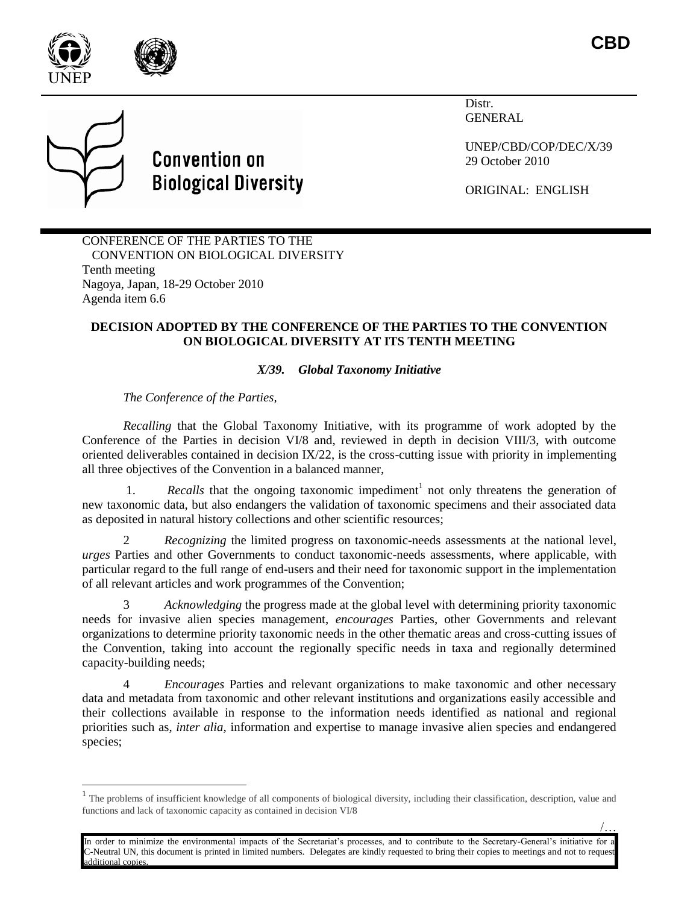CBD

Distr.
GENERAL

UNEP/CBD/COP/DEC/X/39
29 October 2010

ORIGINAL: ENGLISH

Convention on Biological Diversity

CONFERENCE OF THE PARTIES TO THE CONVENTION ON BIOLOGICAL DIVERSITY
Tenth meeting
Nagoya, Japan, 18-29 October 2010
Agenda item 6.6

**DECISION ADOPTED BY THE CONFERENCE OF THE PARTIES TO THE CONVENTION ON BIOLOGICAL DIVERSITY AT ITS TENTH MEETING**

***X/39. Global Taxonomy Initiative***

*The Conference of the Parties,*

*Recalling* that the Global Taxonomy Initiative, with its programme of work adopted by the Conference of the Parties in decision VI/8 and, reviewed in depth in decision VIII/3, with outcome oriented deliverables contained in decision IX/22, is the cross-cutting issue with priority in implementing all three objectives of the Convention in a balanced manner,

1. *Recalls* that the ongoing taxonomic impediment[1] not only threatens the generation of new taxonomic data, but also endangers the validation of taxonomic specimens and their associated data as deposited in natural history collections and other scientific resources;

2 *Recognizing* the limited progress on taxonomic-needs assessments at the national level, *urges* Parties and other Governments to conduct taxonomic-needs assessments, where applicable, with particular regard to the full range of end-users and their need for taxonomic support in the implementation of all relevant articles and work programmes of the Convention;

3 *Acknowledging* the progress made at the global level with determining priority taxonomic needs for invasive alien species management, *encourages* Parties, other Governments and relevant organizations to determine priority taxonomic needs in the other thematic areas and cross-cutting issues of the Convention, taking into account the regionally specific needs in taxa and regionally determined capacity-building needs;

4 *Encourages* Parties and relevant organizations to make taxonomic and other necessary data and metadata from taxonomic and other relevant institutions and organizations easily accessible and their collections available in response to the information needs identified as national and regional priorities such as, *inter alia,* information and expertise to manage invasive alien species and endangered species;

[1] The problems of insufficient knowledge of all components of biological diversity, including their classification, description, value and functions and lack of taxonomic capacity as contained in decision VI/8

/…

In order to minimize the environmental impacts of the Secretariat's processes, and to contribute to the Secretary-General's initiative for a C-Neutral UN, this document is printed in limited numbers. Delegates are kindly requested to bring their copies to meetings and not to request additional copies.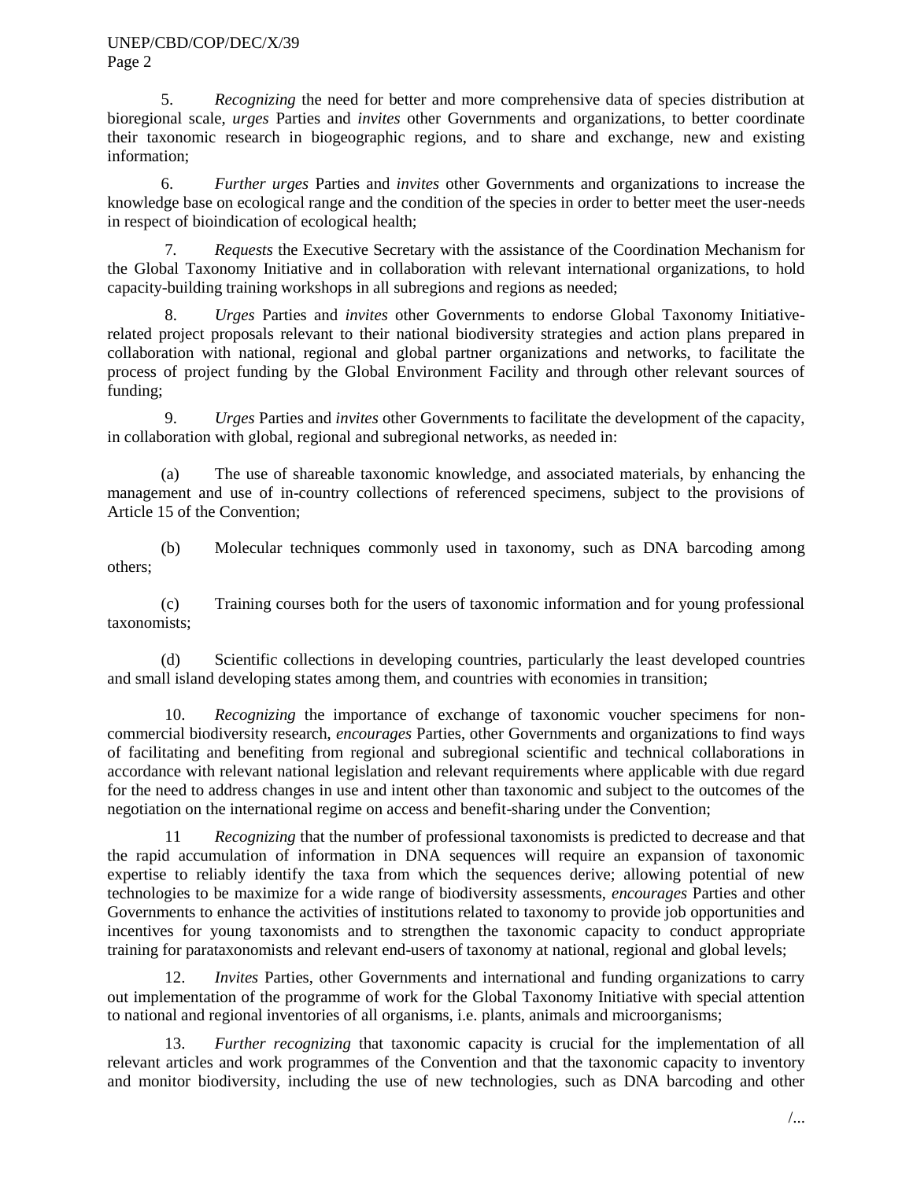5. *Recognizing* the need for better and more comprehensive data of species distribution at bioregional scale, *urges* Parties and *invites* other Governments and organizations, to better coordinate their taxonomic research in biogeographic regions, and to share and exchange, new and existing information;

6. *Further urges* Parties and *invites* other Governments and organizations to increase the knowledge base on ecological range and the condition of the species in order to better meet the user-needs in respect of bioindication of ecological health;

7. *Requests* the Executive Secretary with the assistance of the Coordination Mechanism for the Global Taxonomy Initiative and in collaboration with relevant international organizations, to hold capacity-building training workshops in all subregions and regions as needed;

8. *Urges* Parties and *invites* other Governments to endorse Global Taxonomy Initiative-related project proposals relevant to their national biodiversity strategies and action plans prepared in collaboration with national, regional and global partner organizations and networks, to facilitate the process of project funding by the Global Environment Facility and through other relevant sources of funding;

9. *Urges* Parties and *invites* other Governments to facilitate the development of the capacity, in collaboration with global, regional and subregional networks, as needed in:

(a) The use of shareable taxonomic knowledge, and associated materials, by enhancing the management and use of in-country collections of referenced specimens, subject to the provisions of Article 15 of the Convention;

(b) Molecular techniques commonly used in taxonomy, such as DNA barcoding among others;

(c) Training courses both for the users of taxonomic information and for young professional taxonomists;

(d) Scientific collections in developing countries, particularly the least developed countries and small island developing states among them, and countries with economies in transition;

10. *Recognizing* the importance of exchange of taxonomic voucher specimens for non-commercial biodiversity research, *encourages* Parties, other Governments and organizations to find ways of facilitating and benefiting from regional and subregional scientific and technical collaborations in accordance with relevant national legislation and relevant requirements where applicable with due regard for the need to address changes in use and intent other than taxonomic and subject to the outcomes of the negotiation on the international regime on access and benefit-sharing under the Convention;

11 *Recognizing* that the number of professional taxonomists is predicted to decrease and that the rapid accumulation of information in DNA sequences will require an expansion of taxonomic expertise to reliably identify the taxa from which the sequences derive; allowing potential of new technologies to be maximize for a wide range of biodiversity assessments, *encourages* Parties and other Governments to enhance the activities of institutions related to taxonomy to provide job opportunities and incentives for young taxonomists and to strengthen the taxonomic capacity to conduct appropriate training for parataxonomists and relevant end-users of taxonomy at national, regional and global levels;

12. *Invites* Parties, other Governments and international and funding organizations to carry out implementation of the programme of work for the Global Taxonomy Initiative with special attention to national and regional inventories of all organisms, i.e. plants, animals and microorganisms;

13. *Further recognizing* that taxonomic capacity is crucial for the implementation of all relevant articles and work programmes of the Convention and that the taxonomic capacity to inventory and monitor biodiversity, including the use of new technologies, such as DNA barcoding and other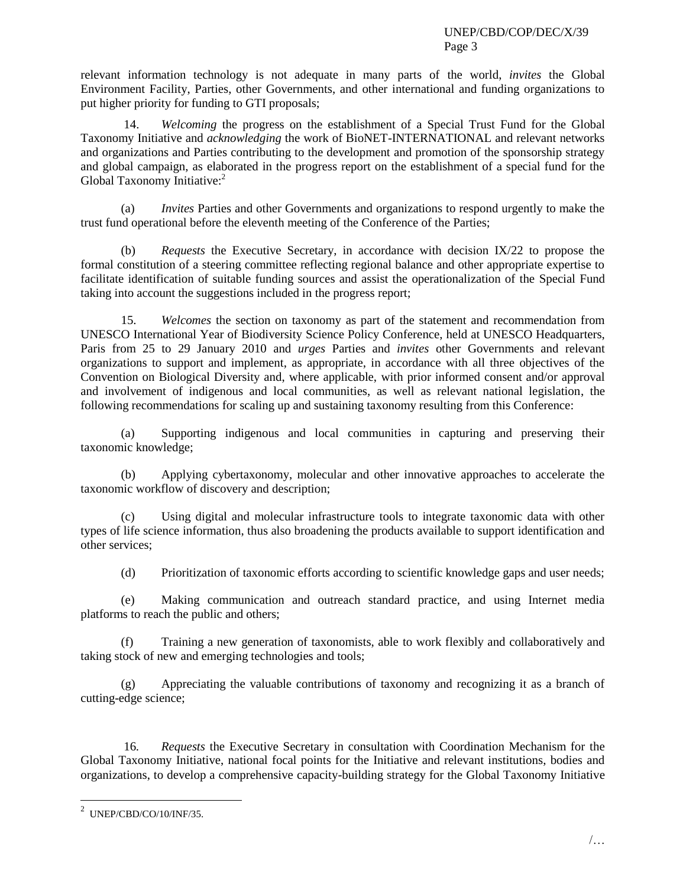relevant information technology is not adequate in many parts of the world, *invites* the Global Environment Facility, Parties, other Governments, and other international and funding organizations to put higher priority for funding to GTI proposals;

14. *Welcoming* the progress on the establishment of a Special Trust Fund for the Global Taxonomy Initiative and *acknowledging* the work of BioNET-INTERNATIONAL and relevant networks and organizations and Parties contributing to the development and promotion of the sponsorship strategy and global campaign, as elaborated in the progress report on the establishment of a special fund for the Global Taxonomy Initiative:[2]

(a) *Invites* Parties and other Governments and organizations to respond urgently to make the trust fund operational before the eleventh meeting of the Conference of the Parties;

(b) *Requests* the Executive Secretary, in accordance with decision IX/22 to propose the formal constitution of a steering committee reflecting regional balance and other appropriate expertise to facilitate identification of suitable funding sources and assist the operationalization of the Special Fund taking into account the suggestions included in the progress report;

15. *Welcomes* the section on taxonomy as part of the statement and recommendation from UNESCO International Year of Biodiversity Science Policy Conference, held at UNESCO Headquarters, Paris from 25 to 29 January 2010 and *urges* Parties and *invites* other Governments and relevant organizations to support and implement, as appropriate, in accordance with all three objectives of the Convention on Biological Diversity and, where applicable, with prior informed consent and/or approval and involvement of indigenous and local communities, as well as relevant national legislation, the following recommendations for scaling up and sustaining taxonomy resulting from this Conference:

(a) Supporting indigenous and local communities in capturing and preserving their taxonomic knowledge;

(b) Applying cybertaxonomy, molecular and other innovative approaches to accelerate the taxonomic workflow of discovery and description;

(c) Using digital and molecular infrastructure tools to integrate taxonomic data with other types of life science information, thus also broadening the products available to support identification and other services;

(d) Prioritization of taxonomic efforts according to scientific knowledge gaps and user needs;

(e) Making communication and outreach standard practice, and using Internet media platforms to reach the public and others;

(f) Training a new generation of taxonomists, able to work flexibly and collaboratively and taking stock of new and emerging technologies and tools;

(g) Appreciating the valuable contributions of taxonomy and recognizing it as a branch of cutting-edge science;

16. *Requests* the Executive Secretary in consultation with Coordination Mechanism for the Global Taxonomy Initiative, national focal points for the Initiative and relevant institutions, bodies and organizations, to develop a comprehensive capacity-building strategy for the Global Taxonomy Initiative

---

[2] UNEP/CBD/CO/10/INF/35.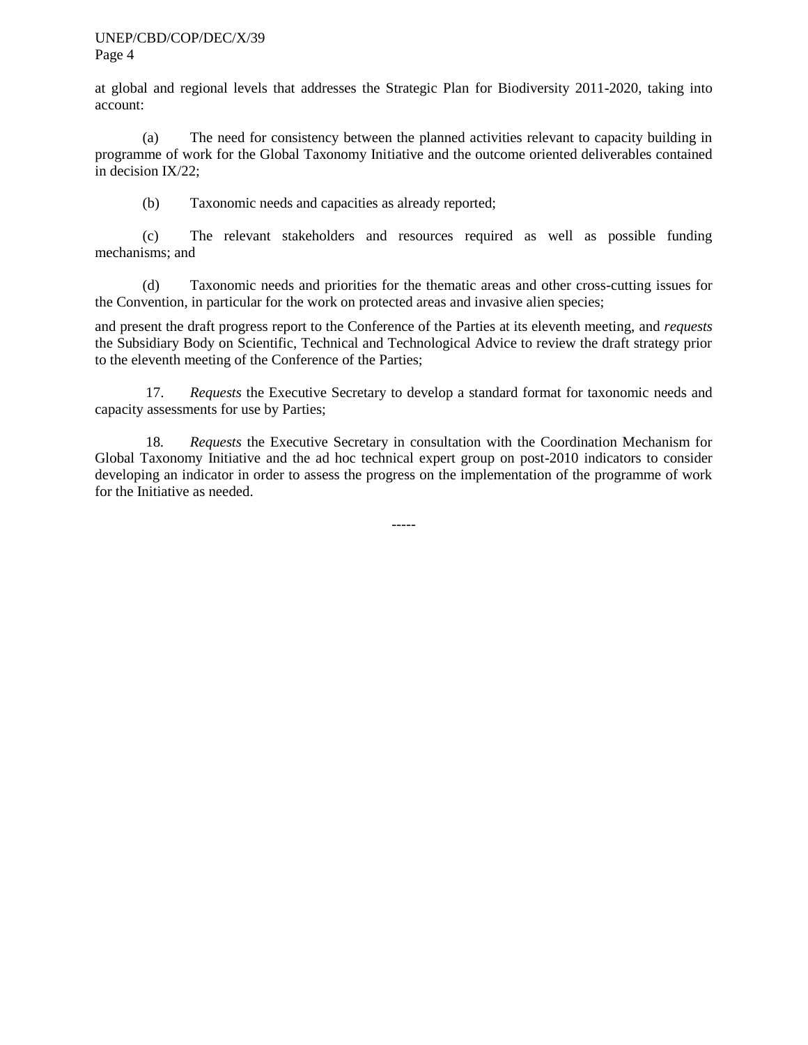at global and regional levels that addresses the Strategic Plan for Biodiversity 2011-2020, taking into account:

(a) The need for consistency between the planned activities relevant to capacity building in programme of work for the Global Taxonomy Initiative and the outcome oriented deliverables contained in decision IX/22;

(b) Taxonomic needs and capacities as already reported;

(c) The relevant stakeholders and resources required as well as possible funding mechanisms; and

(d) Taxonomic needs and priorities for the thematic areas and other cross-cutting issues for the Convention, in particular for the work on protected areas and invasive alien species;

and present the draft progress report to the Conference of the Parties at its eleventh meeting, and *requests* the Subsidiary Body on Scientific, Technical and Technological Advice to review the draft strategy prior to the eleventh meeting of the Conference of the Parties;

17. *Requests* the Executive Secretary to develop a standard format for taxonomic needs and capacity assessments for use by Parties;

18. *Requests* the Executive Secretary in consultation with the Coordination Mechanism for Global Taxonomy Initiative and the ad hoc technical expert group on post-2010 indicators to consider developing an indicator in order to assess the progress on the implementation of the programme of work for the Initiative as needed.

-----